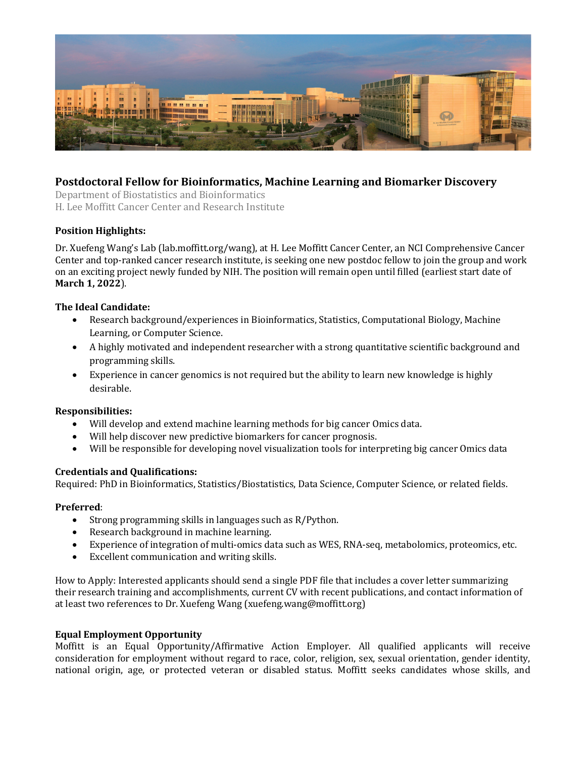## Postdoctoral Fellow for Bioinformatics, Machine Learning and Biomarker Discovery

Department of Biostatistics and Bioinformatics
H. Lee Moffitt Cancer Center and Research Institute

**Position Highlights:**

Dr. Xuefeng Wang's Lab (lab.moffitt.org/wang), at H. Lee Moffitt Cancer Center, an NCI Comprehensive Cancer Center and top-ranked cancer research institute, is seeking one new postdoc fellow to join the group and work on an exciting project newly funded by NIH. The position will remain open until filled (earliest start date of **March 1, 2022**).

**The Ideal Candidate:**

- Research background/experiences in Bioinformatics, Statistics, Computational Biology, Machine Learning, or Computer Science.
- A highly motivated and independent researcher with a strong quantitative scientific background and programming skills.
- Experience in cancer genomics is not required but the ability to learn new knowledge is highly desirable.

**Responsibilities:**

- Will develop and extend machine learning methods for big cancer Omics data.
- Will help discover new predictive biomarkers for cancer prognosis.
- Will be responsible for developing novel visualization tools for interpreting big cancer Omics data

**Credentials and Qualifications:**

Required: PhD in Bioinformatics, Statistics/Biostatistics, Data Science, Computer Science, or related fields.

**Preferred**:

- Strong programming skills in languages such as R/Python.
- Research background in machine learning.
- Experience of integration of multi-omics data such as WES, RNA-seq, metabolomics, proteomics, etc.
- Excellent communication and writing skills.

How to Apply: Interested applicants should send a single PDF file that includes a cover letter summarizing their research training and accomplishments, current CV with recent publications, and contact information of at least two references to Dr. Xuefeng Wang (xuefeng.wang@moffitt.org)

**Equal Employment Opportunity**

Moffitt is an Equal Opportunity/Affirmative Action Employer. All qualified applicants will receive consideration for employment without regard to race, color, religion, sex, sexual orientation, gender identity, national origin, age, or protected veteran or disabled status. Moffitt seeks candidates whose skills, and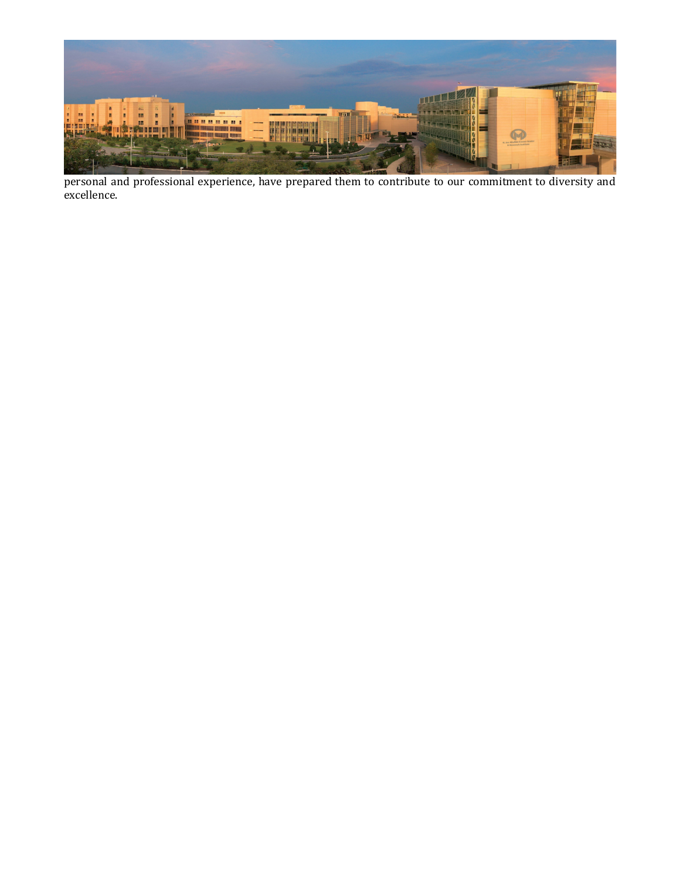personal and professional experience, have prepared them to contribute to our commitment to diversity and excellence.